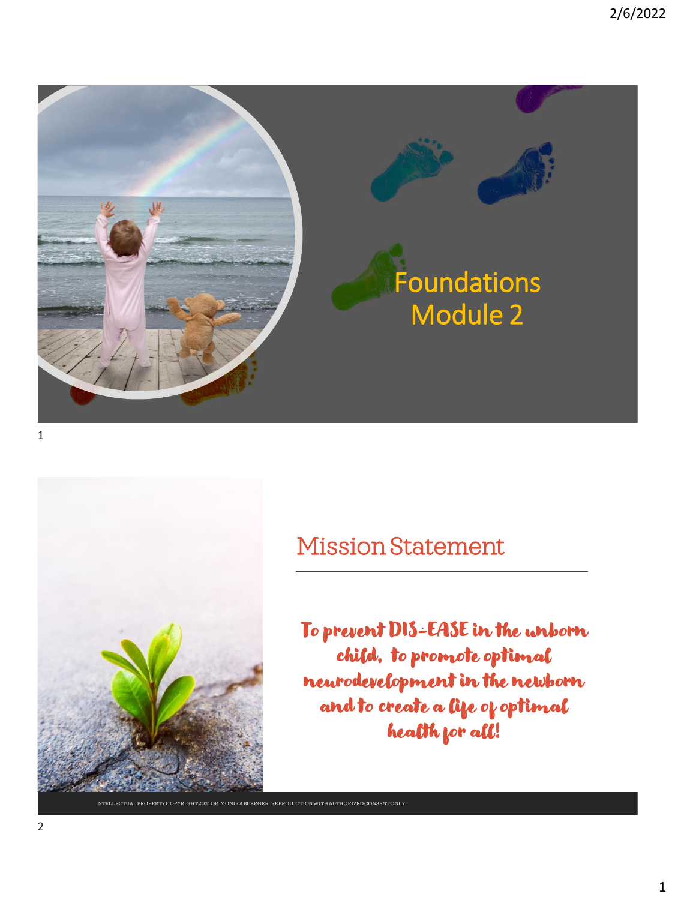# Foundations Module 2

## Mission Statement

To prevent DIS-EASE in the unborn child, to promote optimal neurodevelopment in the newborn and to create a life of optimal health for all!

INTELLECTUAL PROPERTY COPYRIGHT 2021 DR. MONIKA BUERGER. REPRODUCTION WITH AUTHORIZED CONSENT ONLY.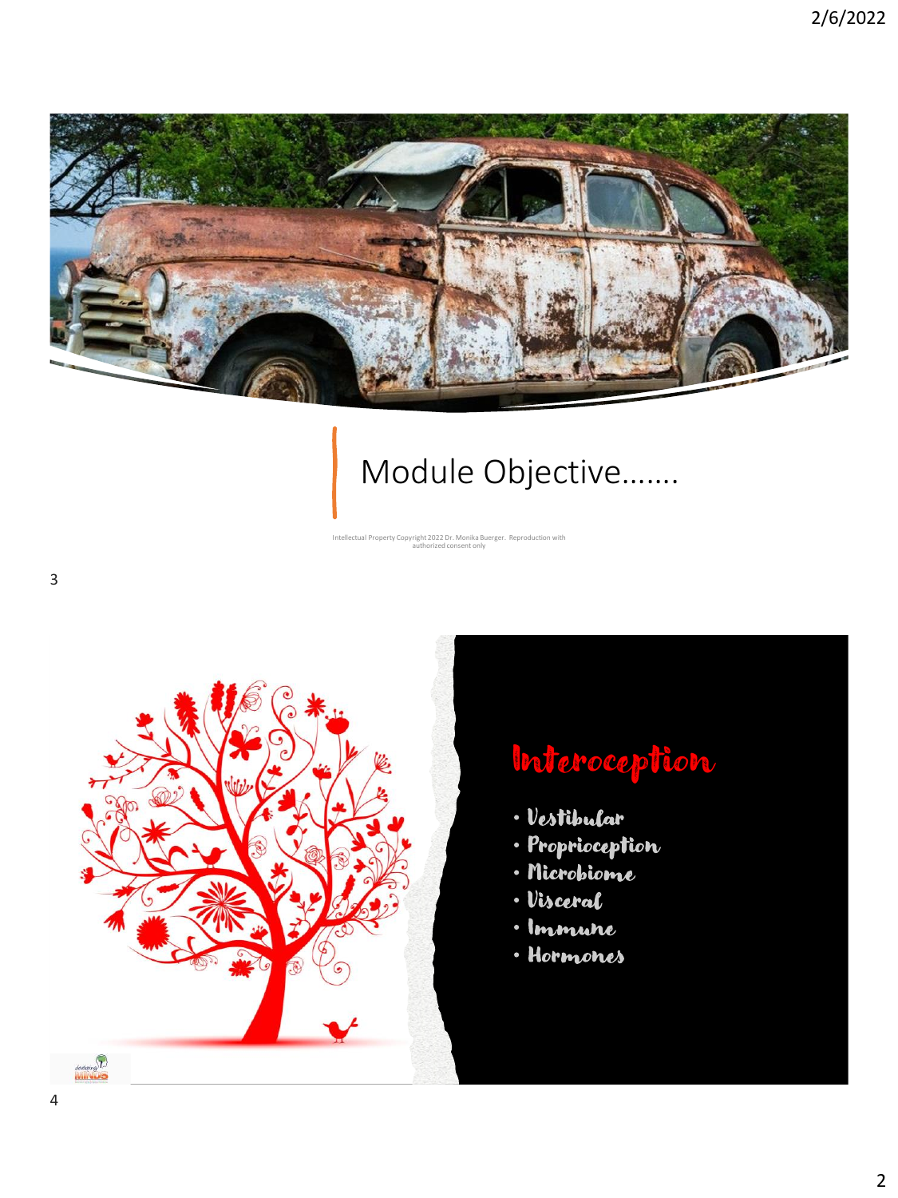# Module Objective…….

Intellectual Property Copyright 2022 Dr. Monika Buerger. Reproduction with authorized consent only

## Interoception

- Vestibular
- Proprioception
- Microbiome
- Visceral
- Immune
- Hormones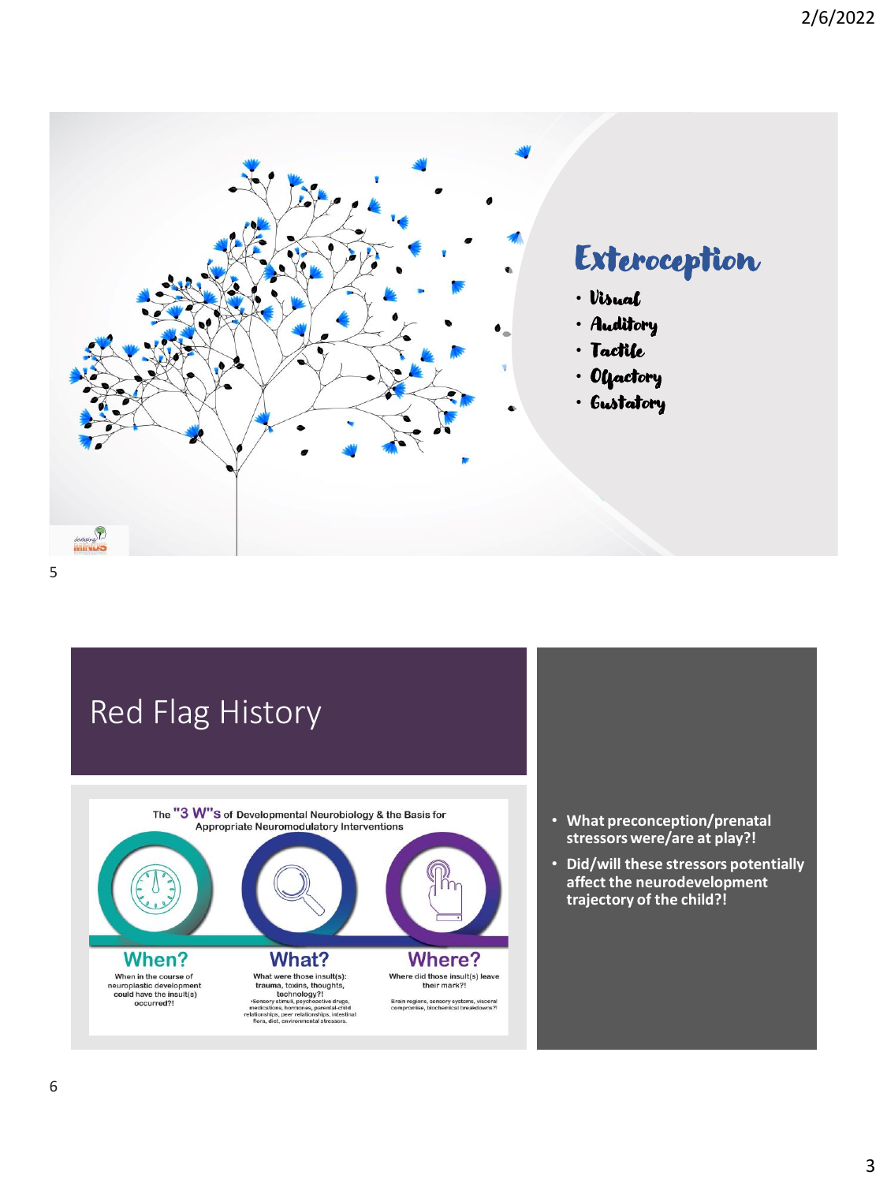# Exteroception

- Visual
- Auditory
- Tactile
- Olfactory
- Gustatory

# Red Flag History

The "3 W"s of Developmental Neurobiology & the Basis for Appropriate Neuromodulatory Interventions

**When?**
When in the course of neuroplastic development could have the insult(s) occurred?!

**What?**
What were those insult(s): trauma, toxins, thoughts, technology?!
•Sensory stimuli, psychoactive drugs, medications, hormones, parental-child relationships, peer relationships, intestinal flora, diet, environmental stressors.

**Where?**
Where did those insult(s) leave their mark?!
Brain regions, sensory systems, visceral compromise, biochemical breakdowns?!

- **What preconception/prenatal stressors were/are at play?!**
- **Did/will these stressors potentially affect the neurodevelopment trajectory of the child?!**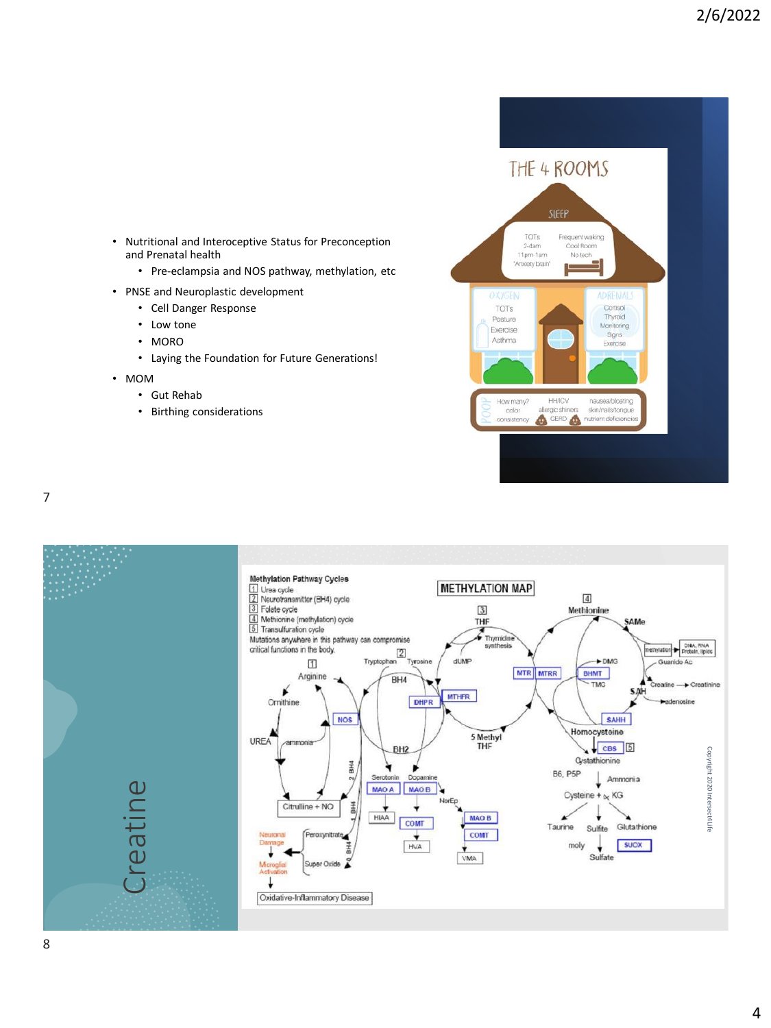- Nutritional and Interoceptive Status for Preconception and Prenatal health
  - Pre-eclampsia and NOS pathway, methylation, etc
- PNSE and Neuroplastic development
  - Cell Danger Response
  - Low tone
  - MORO
  - Laying the Foundation for Future Generations!
- MOM
  - Gut Rehab
  - Birthing considerations

THE 4 ROOMS

SLEEP: TOTs, 2-4am, 11pm-1am, "Anxiety brain", Frequent waking, Cool Room, No tech

OXYGEN: TOTs, Posture, Exercise, Asthma

ADRENALS: Cortisol, Thyroid, Monitoring, Signs, Exercise

POOP: How many? color, consistency, HH/ICV, allergic shiners, GERD, nausea/bloating, skin/nails/tongue, nutrient deficiencies

# Creatine

**Methylation Pathway Cycles**

1. Urea cycle
2. Neurotransmitter (BH4) cycle
3. Folate cycle
4. Methionine (methylation) cycle
5. Transulfuration cycle

Mutations anywhere in this pathway can compromise critical functions in the body.

METHYLATION MAP

Copyright 2020 Intersect4Life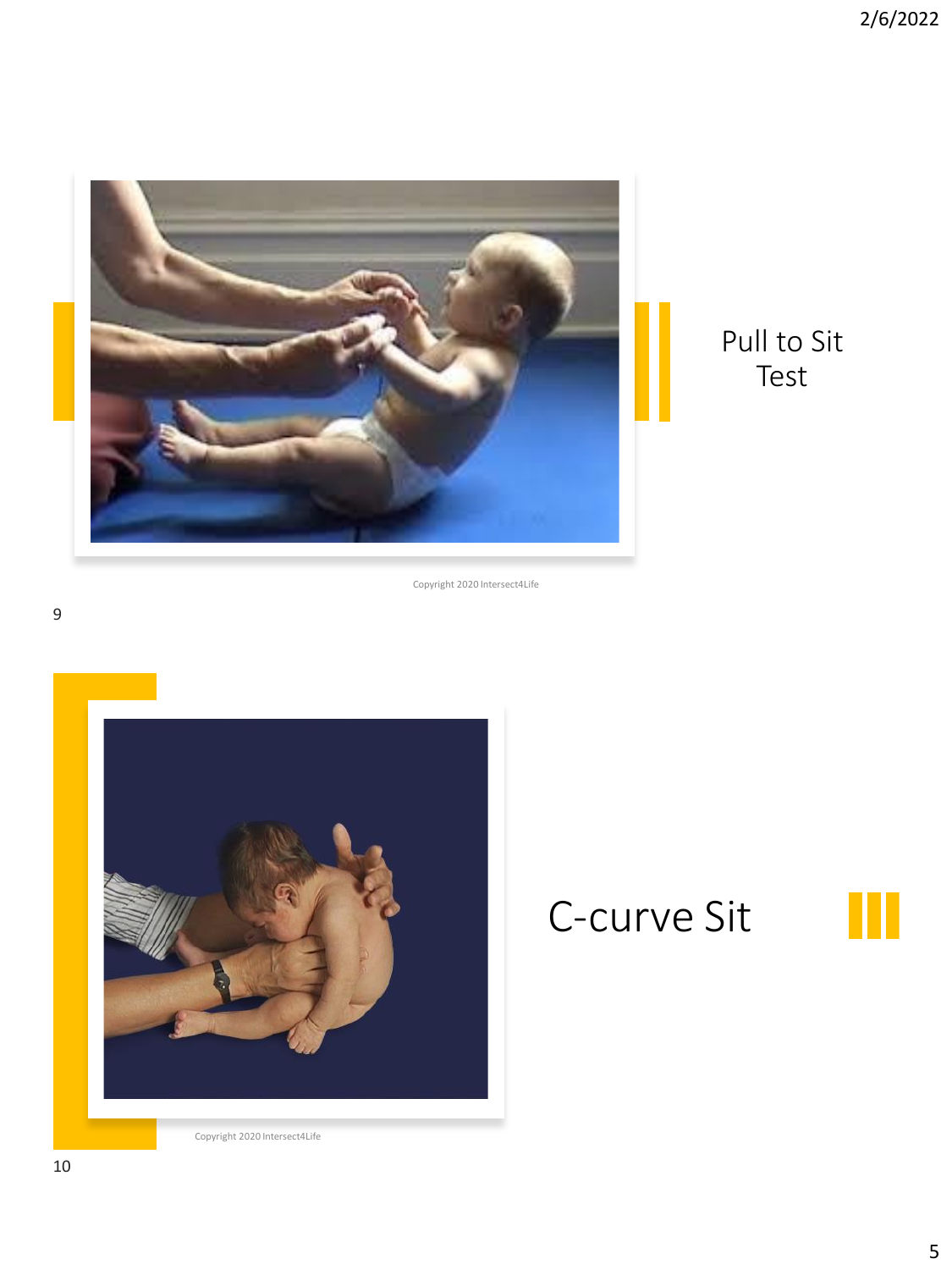## Pull to Sit Test

Copyright 2020 Intersect4Life

## C-curve Sit

Copyright 2020 Intersect4Life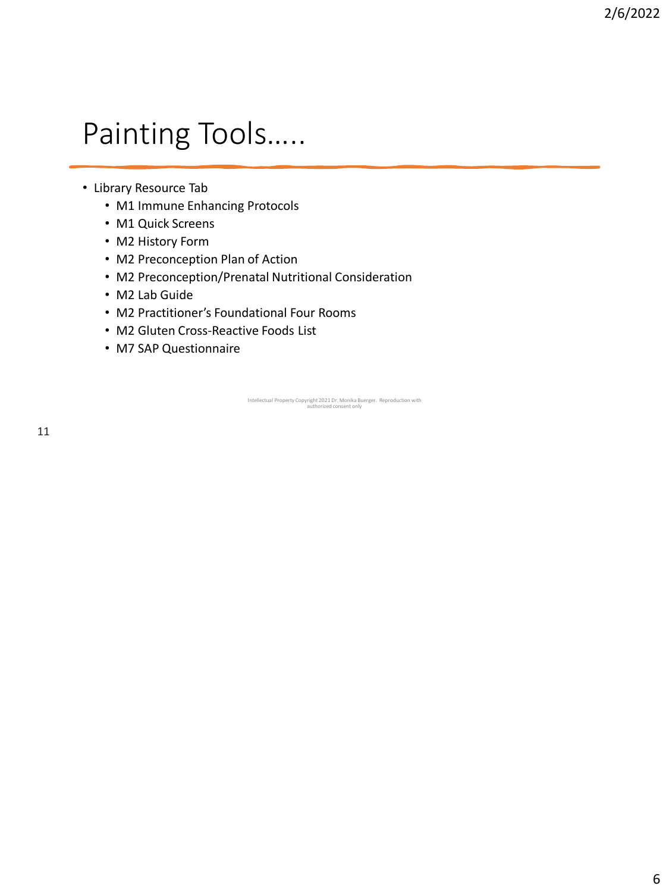# Painting Tools.....

- Library Resource Tab
  - M1 Immune Enhancing Protocols
  - M1 Quick Screens
  - M2 History Form
  - M2 Preconception Plan of Action
  - M2 Preconception/Prenatal Nutritional Consideration
  - M2 Lab Guide
  - M2 Practitioner's Foundational Four Rooms
  - M2 Gluten Cross-Reactive Foods List
  - M7 SAP Questionnaire

Intellectual Property Copyright 2021 Dr. Monika Buerger. Reproduction with authorized consent only